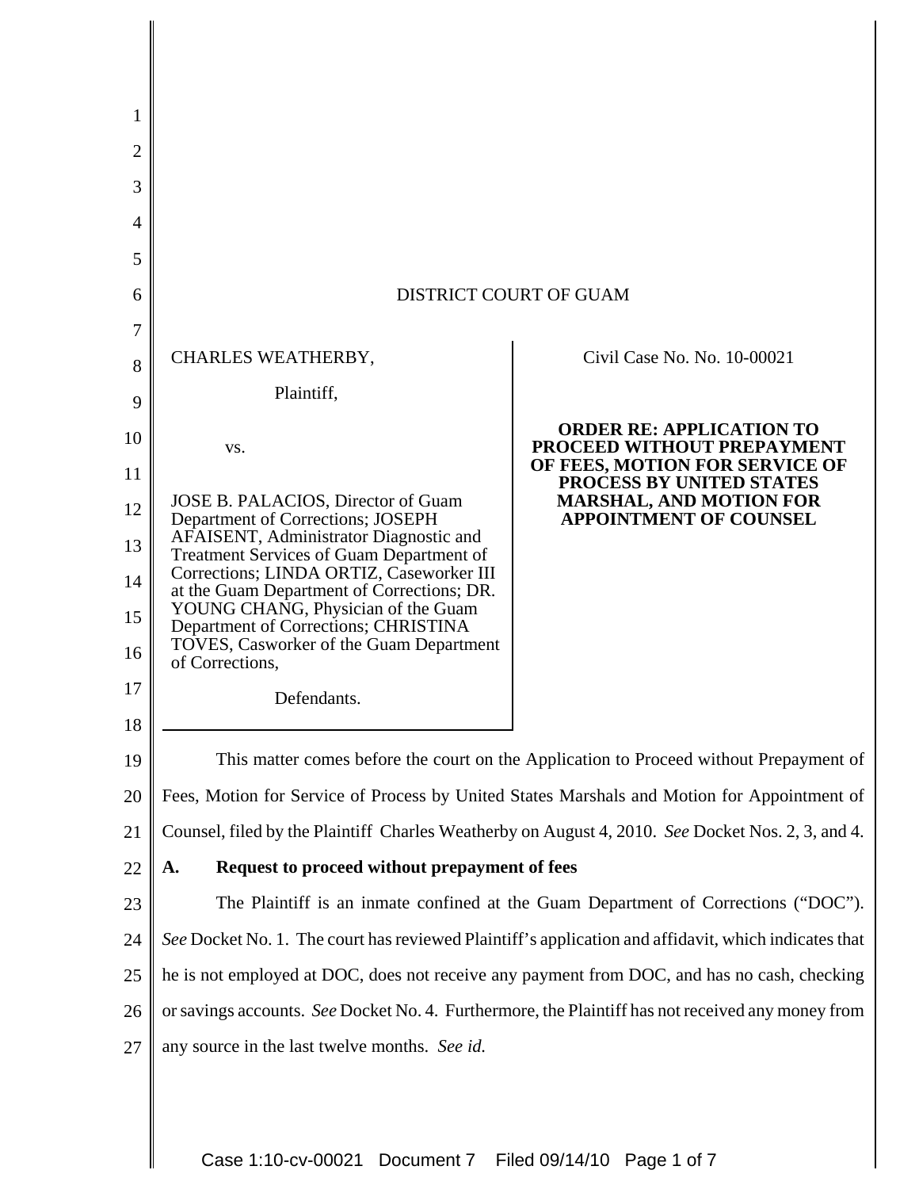DISTRICT COURT OF GUAM

CHARLES WEATHERBY,

Plaintiff,

vs.

JOSE B. PALACIOS, Director of Guam Department of Corrections; JOSEPH AFAISENT, Administrator Diagnostic and Treatment Services of Guam Department of Corrections; LINDA ORTIZ, Caseworker III at the Guam Department of Corrections; DR. YOUNG CHANG, Physician of the Guam Department of Corrections; CHRISTINA TOVES, Casworker of the Guam Department of Corrections,

Defendants.

Civil Case No. No. 10-00021

**ORDER RE: APPLICATION TO PROCEED WITHOUT PREPAYMENT OF FEES, MOTION FOR SERVICE OF PROCESS BY UNITED STATES MARSHAL, AND MOTION FOR APPOINTMENT OF COUNSEL**

This matter comes before the court on the Application to Proceed without Prepayment of Fees, Motion for Service of Process by United States Marshals and Motion for Appointment of Counsel, filed by the Plaintiff Charles Weatherby on August 4, 2010. *See* Docket Nos. 2, 3, and 4.

**A. Request to proceed without prepayment of fees**

The Plaintiff is an inmate confined at the Guam Department of Corrections ("DOC"). *See* Docket No. 1. The court has reviewed Plaintiff's application and affidavit, which indicates that he is not employed at DOC, does not receive any payment from DOC, and has no cash, checking or savings accounts. *See* Docket No. 4. Furthermore, the Plaintiff has not received any money from any source in the last twelve months. *See id.*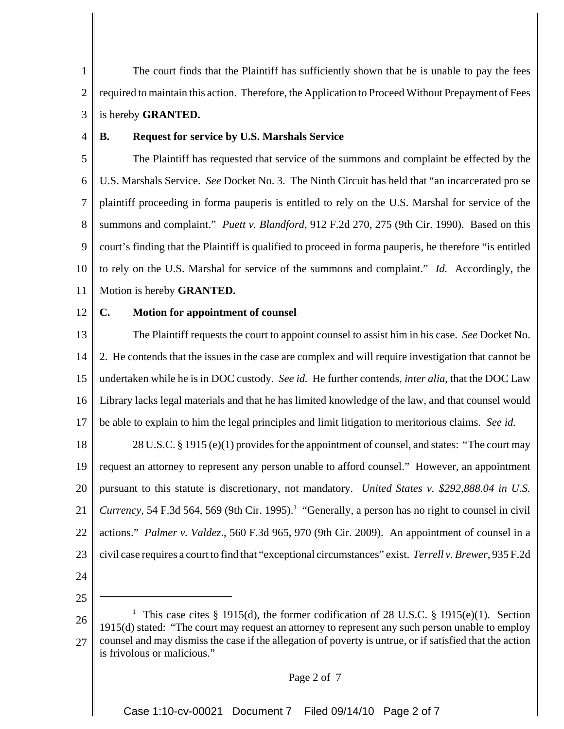The court finds that the Plaintiff has sufficiently shown that he is unable to pay the fees required to maintain this action. Therefore, the Application to Proceed Without Prepayment of Fees is hereby **GRANTED.**

### B. Request for service by U.S. Marshals Service

The Plaintiff has requested that service of the summons and complaint be effected by the U.S. Marshals Service. *See* Docket No. 3. The Ninth Circuit has held that "an incarcerated pro se plaintiff proceeding in forma pauperis is entitled to rely on the U.S. Marshal for service of the summons and complaint." *Puett v. Blandford*, 912 F.2d 270, 275 (9th Cir. 1990). Based on this court's finding that the Plaintiff is qualified to proceed in forma pauperis, he therefore "is entitled to rely on the U.S. Marshal for service of the summons and complaint." *Id.* Accordingly, the Motion is hereby **GRANTED.**

### C. Motion for appointment of counsel

The Plaintiff requests the court to appoint counsel to assist him in his case. *See* Docket No. 2. He contends that the issues in the case are complex and will require investigation that cannot be undertaken while he is in DOC custody. *See id.* He further contends, *inter alia*, that the DOC Law Library lacks legal materials and that he has limited knowledge of the law, and that counsel would be able to explain to him the legal principles and limit litigation to meritorious claims. *See id.*

28 U.S.C. § 1915 (e)(1) provides for the appointment of counsel, and states: "The court may request an attorney to represent any person unable to afford counsel." However, an appointment pursuant to this statute is discretionary, not mandatory. *United States v. $292,888.04 in U.S. Currency*, 54 F.3d 564, 569 (9th Cir. 1995).[1] "Generally, a person has no right to counsel in civil actions." *Palmer v. Valdez*., 560 F.3d 965, 970 (9th Cir. 2009). An appointment of counsel in a civil case requires a court to find that "exceptional circumstances" exist. *Terrell v. Brewer*, 935 F.2d

---

[1] This case cites § 1915(d), the former codification of 28 U.S.C. § 1915(e)(1). Section 1915(d) stated: "The court may request an attorney to represent any such person unable to employ counsel and may dismiss the case if the allegation of poverty is untrue, or if satisfied that the action is frivolous or malicious."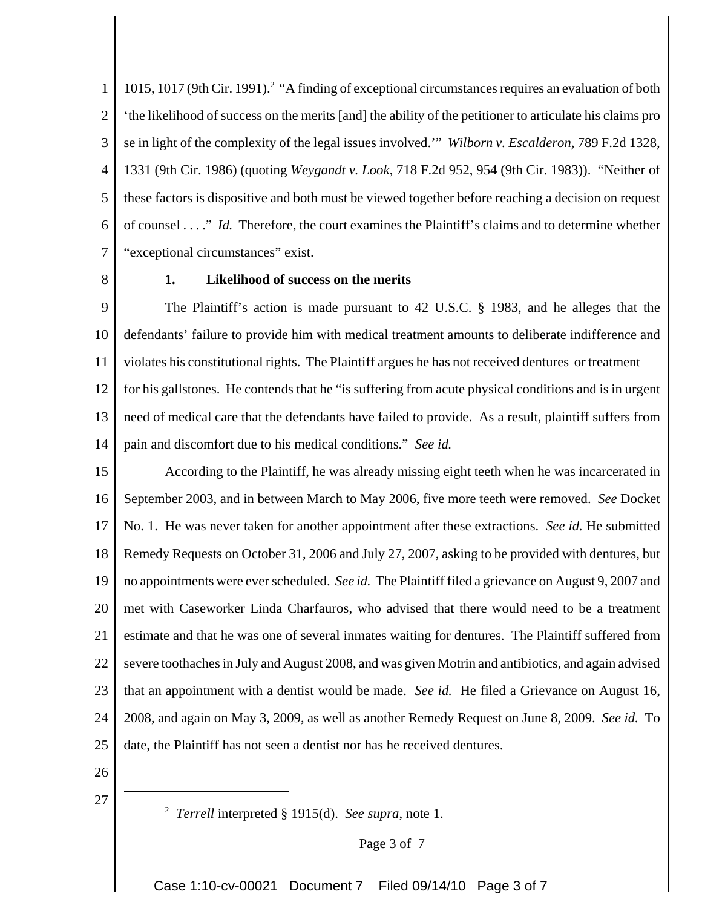1015, 1017 (9th Cir. 1991).[2] "A finding of exceptional circumstances requires an evaluation of both 'the likelihood of success on the merits [and] the ability of the petitioner to articulate his claims pro se in light of the complexity of the legal issues involved.'" *Wilborn v. Escalderon*, 789 F.2d 1328, 1331 (9th Cir. 1986) (quoting *Weygandt v. Look*, 718 F.2d 952, 954 (9th Cir. 1983)). "Neither of these factors is dispositive and both must be viewed together before reaching a decision on request of counsel . . . ." *Id.* Therefore, the court examines the Plaintiff's claims and to determine whether "exceptional circumstances" exist.

**1. Likelihood of success on the merits**

The Plaintiff's action is made pursuant to 42 U.S.C. § 1983, and he alleges that the defendants' failure to provide him with medical treatment amounts to deliberate indifference and violates his constitutional rights. The Plaintiff argues he has not received dentures or treatment for his gallstones. He contends that he "is suffering from acute physical conditions and is in urgent need of medical care that the defendants have failed to provide. As a result, plaintiff suffers from pain and discomfort due to his medical conditions." *See id.*

According to the Plaintiff, he was already missing eight teeth when he was incarcerated in September 2003, and in between March to May 2006, five more teeth were removed. *See* Docket No. 1. He was never taken for another appointment after these extractions. *See id.* He submitted Remedy Requests on October 31, 2006 and July 27, 2007, asking to be provided with dentures, but no appointments were ever scheduled. *See id.* The Plaintiff filed a grievance on August 9, 2007 and met with Caseworker Linda Charfauros, who advised that there would need to be a treatment estimate and that he was one of several inmates waiting for dentures. The Plaintiff suffered from severe toothaches in July and August 2008, and was given Motrin and antibiotics, and again advised that an appointment with a dentist would be made. *See id.* He filed a Grievance on August 16, 2008, and again on May 3, 2009, as well as another Remedy Request on June 8, 2009. *See id.* To date, the Plaintiff has not seen a dentist nor has he received dentures.

---

[2] *Terrell* interpreted § 1915(d). *See supra*, note 1.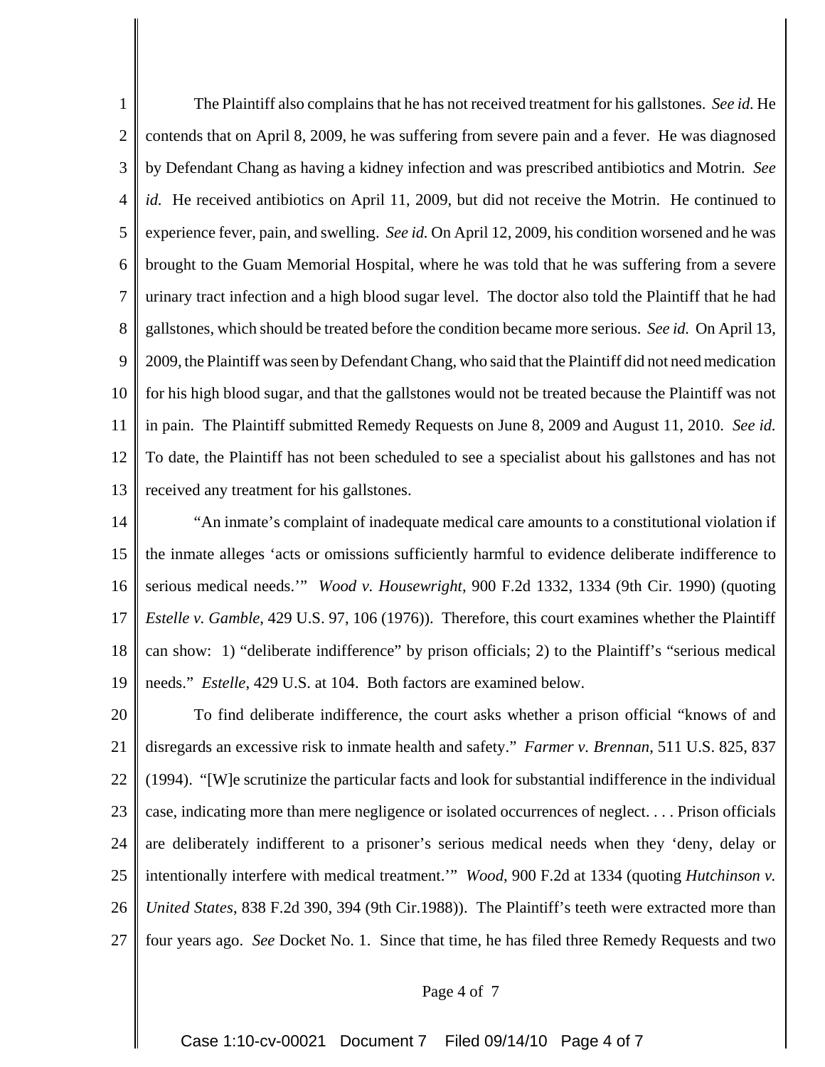The Plaintiff also complains that he has not received treatment for his gallstones. *See id.* He contends that on April 8, 2009, he was suffering from severe pain and a fever. He was diagnosed by Defendant Chang as having a kidney infection and was prescribed antibiotics and Motrin. *See id.* He received antibiotics on April 11, 2009, but did not receive the Motrin. He continued to experience fever, pain, and swelling. *See id.* On April 12, 2009, his condition worsened and he was brought to the Guam Memorial Hospital, where he was told that he was suffering from a severe urinary tract infection and a high blood sugar level. The doctor also told the Plaintiff that he had gallstones, which should be treated before the condition became more serious. *See id.* On April 13, 2009, the Plaintiff was seen by Defendant Chang, who said that the Plaintiff did not need medication for his high blood sugar, and that the gallstones would not be treated because the Plaintiff was not in pain. The Plaintiff submitted Remedy Requests on June 8, 2009 and August 11, 2010. *See id.* To date, the Plaintiff has not been scheduled to see a specialist about his gallstones and has not received any treatment for his gallstones.

"An inmate's complaint of inadequate medical care amounts to a constitutional violation if the inmate alleges 'acts or omissions sufficiently harmful to evidence deliberate indifference to serious medical needs.'" *Wood v. Housewright*, 900 F.2d 1332, 1334 (9th Cir. 1990) (quoting *Estelle v. Gamble*, 429 U.S. 97, 106 (1976)). Therefore, this court examines whether the Plaintiff can show: 1) "deliberate indifference" by prison officials; 2) to the Plaintiff's "serious medical needs." *Estelle*, 429 U.S. at 104. Both factors are examined below.

To find deliberate indifference, the court asks whether a prison official "knows of and disregards an excessive risk to inmate health and safety." *Farmer v. Brennan*, 511 U.S. 825, 837 (1994). "[W]e scrutinize the particular facts and look for substantial indifference in the individual case, indicating more than mere negligence or isolated occurrences of neglect. . . . Prison officials are deliberately indifferent to a prisoner's serious medical needs when they 'deny, delay or intentionally interfere with medical treatment.'" *Wood*, 900 F.2d at 1334 (quoting *Hutchinson v. United States*, 838 F.2d 390, 394 (9th Cir.1988)). The Plaintiff's teeth were extracted more than four years ago. *See* Docket No. 1. Since that time, he has filed three Remedy Requests and two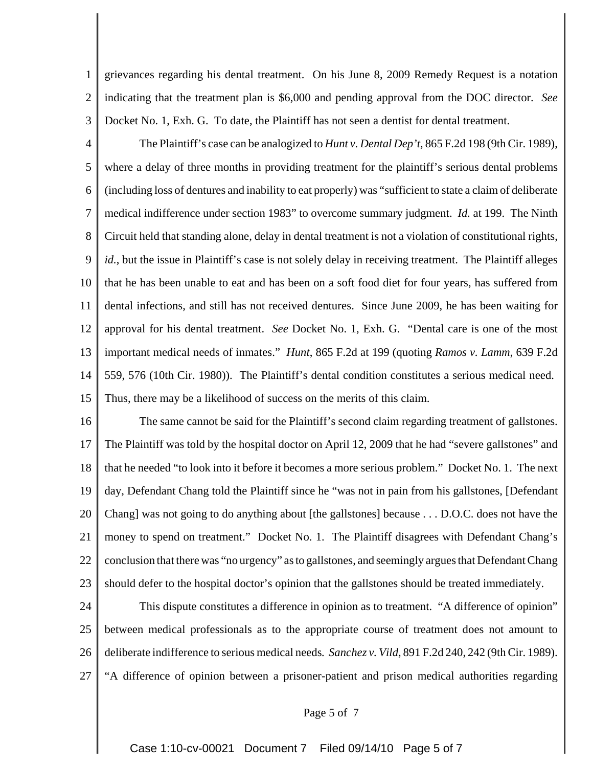grievances regarding his dental treatment. On his June 8, 2009 Remedy Request is a notation indicating that the treatment plan is $6,000 and pending approval from the DOC director. *See* Docket No. 1, Exh. G. To date, the Plaintiff has not seen a dentist for dental treatment.

The Plaintiff's case can be analogized to *Hunt v. Dental Dep't*, 865 F.2d 198 (9th Cir. 1989), where a delay of three months in providing treatment for the plaintiff's serious dental problems (including loss of dentures and inability to eat properly) was "sufficient to state a claim of deliberate medical indifference under section 1983" to overcome summary judgment. *Id.* at 199. The Ninth Circuit held that standing alone, delay in dental treatment is not a violation of constitutional rights, *id.*, but the issue in Plaintiff's case is not solely delay in receiving treatment. The Plaintiff alleges that he has been unable to eat and has been on a soft food diet for four years, has suffered from dental infections, and still has not received dentures. Since June 2009, he has been waiting for approval for his dental treatment. *See* Docket No. 1, Exh. G. "Dental care is one of the most important medical needs of inmates." *Hunt*, 865 F.2d at 199 (quoting *Ramos v. Lamm*, 639 F.2d 559, 576 (10th Cir. 1980)). The Plaintiff's dental condition constitutes a serious medical need. Thus, there may be a likelihood of success on the merits of this claim.

The same cannot be said for the Plaintiff's second claim regarding treatment of gallstones. The Plaintiff was told by the hospital doctor on April 12, 2009 that he had "severe gallstones" and that he needed "to look into it before it becomes a more serious problem." Docket No. 1. The next day, Defendant Chang told the Plaintiff since he "was not in pain from his gallstones, [Defendant Chang] was not going to do anything about [the gallstones] because . . . D.O.C. does not have the money to spend on treatment." Docket No. 1. The Plaintiff disagrees with Defendant Chang's conclusion that there was "no urgency" as to gallstones, and seemingly argues that Defendant Chang should defer to the hospital doctor's opinion that the gallstones should be treated immediately.

This dispute constitutes a difference in opinion as to treatment. "A difference of opinion" between medical professionals as to the appropriate course of treatment does not amount to deliberate indifference to serious medical needs. *Sanchez v. Vild*, 891 F.2d 240, 242 (9th Cir. 1989). "A difference of opinion between a prisoner-patient and prison medical authorities regarding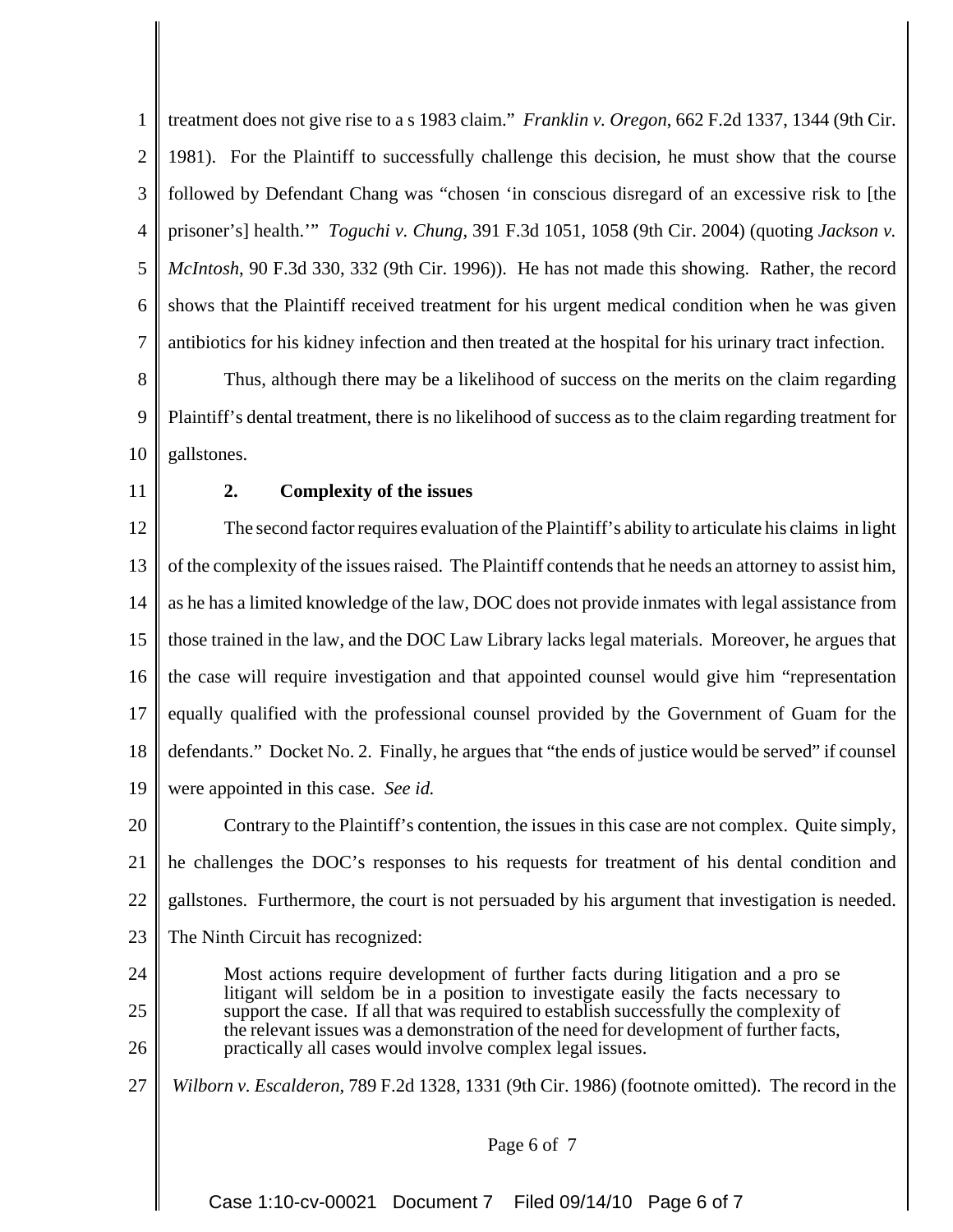treatment does not give rise to a s 1983 claim." *Franklin v. Oregon*, 662 F.2d 1337, 1344 (9th Cir. 1981). For the Plaintiff to successfully challenge this decision, he must show that the course followed by Defendant Chang was "chosen 'in conscious disregard of an excessive risk to [the prisoner's] health.'" *Toguchi v. Chung*, 391 F.3d 1051, 1058 (9th Cir. 2004) (quoting *Jackson v. McIntosh*, 90 F.3d 330, 332 (9th Cir. 1996)). He has not made this showing. Rather, the record shows that the Plaintiff received treatment for his urgent medical condition when he was given antibiotics for his kidney infection and then treated at the hospital for his urinary tract infection.

Thus, although there may be a likelihood of success on the merits on the claim regarding Plaintiff's dental treatment, there is no likelihood of success as to the claim regarding treatment for gallstones.

**2. Complexity of the issues**

The second factor requires evaluation of the Plaintiff's ability to articulate his claims in light of the complexity of the issues raised. The Plaintiff contends that he needs an attorney to assist him, as he has a limited knowledge of the law, DOC does not provide inmates with legal assistance from those trained in the law, and the DOC Law Library lacks legal materials. Moreover, he argues that the case will require investigation and that appointed counsel would give him "representation equally qualified with the professional counsel provided by the Government of Guam for the defendants." Docket No. 2. Finally, he argues that "the ends of justice would be served" if counsel were appointed in this case. *See id.*

Contrary to the Plaintiff's contention, the issues in this case are not complex. Quite simply, he challenges the DOC's responses to his requests for treatment of his dental condition and gallstones. Furthermore, the court is not persuaded by his argument that investigation is needed. The Ninth Circuit has recognized:

> Most actions require development of further facts during litigation and a pro se litigant will seldom be in a position to investigate easily the facts necessary to support the case. If all that was required to establish successfully the complexity of the relevant issues was a demonstration of the need for development of further facts, practically all cases would involve complex legal issues.

*Wilborn v. Escalderon*, 789 F.2d 1328, 1331 (9th Cir. 1986) (footnote omitted). The record in the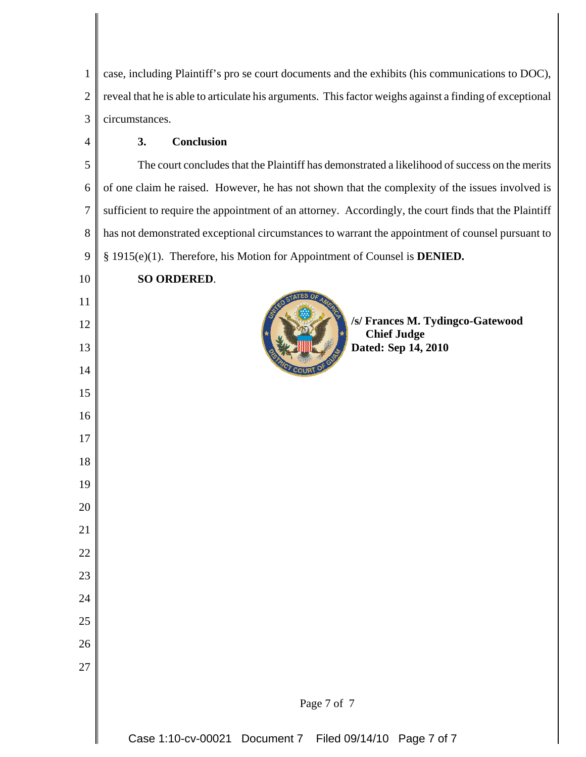case, including Plaintiff's pro se court documents and the exhibits (his communications to DOC), reveal that he is able to articulate his arguments. This factor weighs against a finding of exceptional circumstances.

### 3. Conclusion

The court concludes that the Plaintiff has demonstrated a likelihood of success on the merits of one claim he raised. However, he has not shown that the complexity of the issues involved is sufficient to require the appointment of an attorney. Accordingly, the court finds that the Plaintiff has not demonstrated exceptional circumstances to warrant the appointment of counsel pursuant to § 1915(e)(1). Therefore, his Motion for Appointment of Counsel is **DENIED.**

**SO ORDERED**.

**/s/ Frances M. Tydingco-Gatewood**
**Chief Judge**
**Dated: Sep 14, 2010**